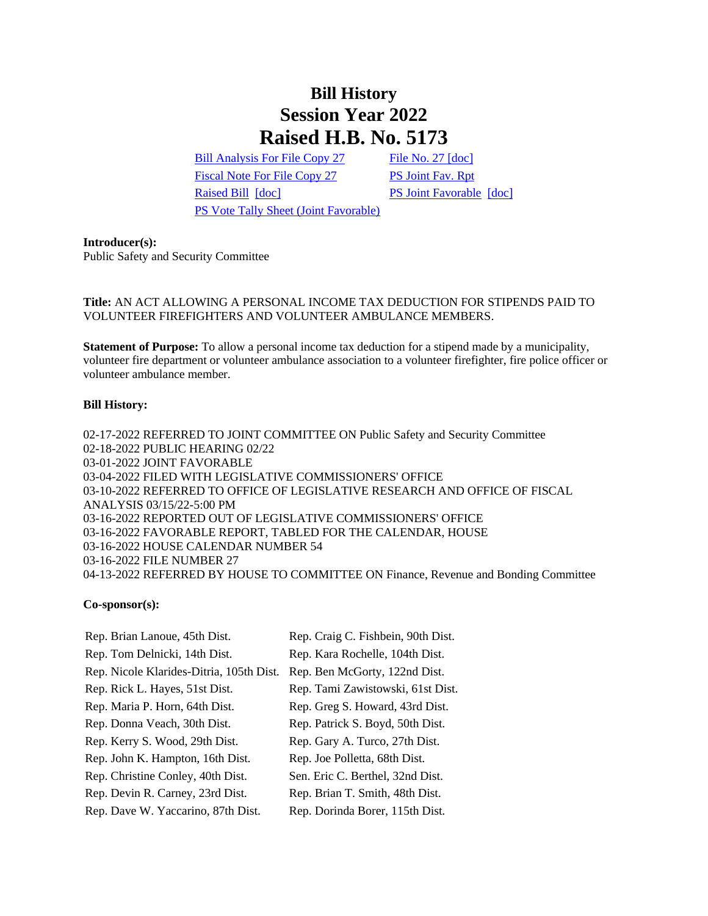# Bill History
# Session Year 2022
# Raised H.B. No. 5173

Bill Analysis For File Copy 27 | File No. 27 [doc]
Fiscal Note For File Copy 27 | PS Joint Fav. Rpt
Raised Bill [doc] | PS Joint Favorable [doc]
PS Vote Tally Sheet (Joint Favorable)

**Introducer(s):**
Public Safety and Security Committee

**Title:** AN ACT ALLOWING A PERSONAL INCOME TAX DEDUCTION FOR STIPENDS PAID TO VOLUNTEER FIREFIGHTERS AND VOLUNTEER AMBULANCE MEMBERS.

**Statement of Purpose:** To allow a personal income tax deduction for a stipend made by a municipality, volunteer fire department or volunteer ambulance association to a volunteer firefighter, fire police officer or volunteer ambulance member.

**Bill History:**

02-17-2022 REFERRED TO JOINT COMMITTEE ON Public Safety and Security Committee
02-18-2022 PUBLIC HEARING 02/22
03-01-2022 JOINT FAVORABLE
03-04-2022 FILED WITH LEGISLATIVE COMMISSIONERS' OFFICE
03-10-2022 REFERRED TO OFFICE OF LEGISLATIVE RESEARCH AND OFFICE OF FISCAL ANALYSIS 03/15/22-5:00 PM
03-16-2022 REPORTED OUT OF LEGISLATIVE COMMISSIONERS' OFFICE
03-16-2022 FAVORABLE REPORT, TABLED FOR THE CALENDAR, HOUSE
03-16-2022 HOUSE CALENDAR NUMBER 54
03-16-2022 FILE NUMBER 27
04-13-2022 REFERRED BY HOUSE TO COMMITTEE ON Finance, Revenue and Bonding Committee

**Co-sponsor(s):**

| | |
|---|---|
| Rep. Brian Lanoue, 45th Dist. | Rep. Craig C. Fishbein, 90th Dist. |
| Rep. Tom Delnicki, 14th Dist. | Rep. Kara Rochelle, 104th Dist. |
| Rep. Nicole Klarides-Ditria, 105th Dist. | Rep. Ben McGorty, 122nd Dist. |
| Rep. Rick L. Hayes, 51st Dist. | Rep. Tami Zawistowski, 61st Dist. |
| Rep. Maria P. Horn, 64th Dist. | Rep. Greg S. Howard, 43rd Dist. |
| Rep. Donna Veach, 30th Dist. | Rep. Patrick S. Boyd, 50th Dist. |
| Rep. Kerry S. Wood, 29th Dist. | Rep. Gary A. Turco, 27th Dist. |
| Rep. John K. Hampton, 16th Dist. | Rep. Joe Polletta, 68th Dist. |
| Rep. Christine Conley, 40th Dist. | Sen. Eric C. Berthel, 32nd Dist. |
| Rep. Devin R. Carney, 23rd Dist. | Rep. Brian T. Smith, 48th Dist. |
| Rep. Dave W. Yaccarino, 87th Dist. | Rep. Dorinda Borer, 115th Dist. |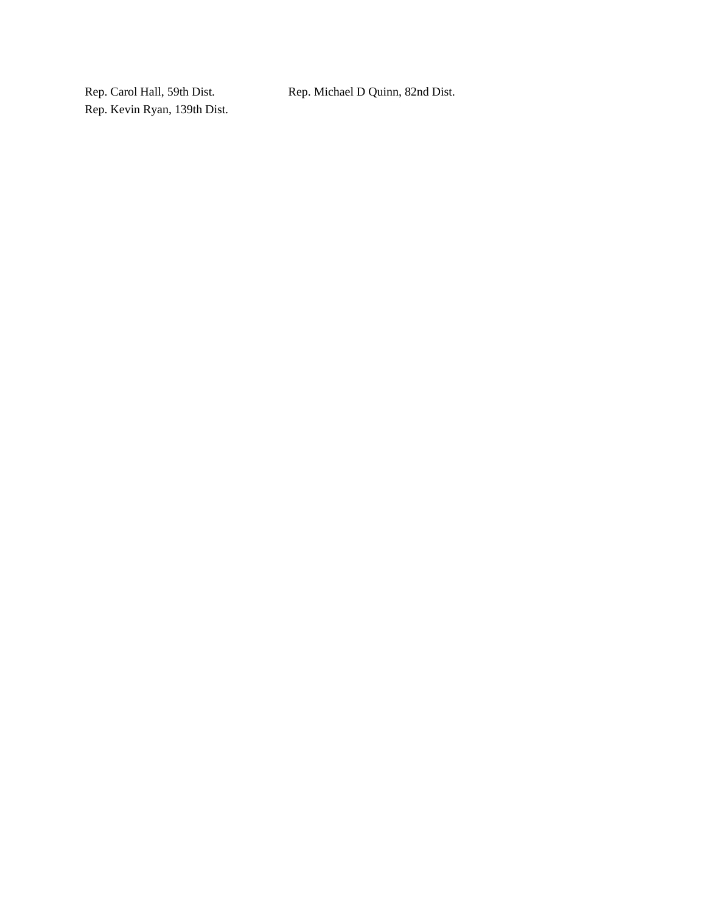Rep. Carol Hall, 59th Dist.

Rep. Michael D Quinn, 82nd Dist.

Rep. Kevin Ryan, 139th Dist.